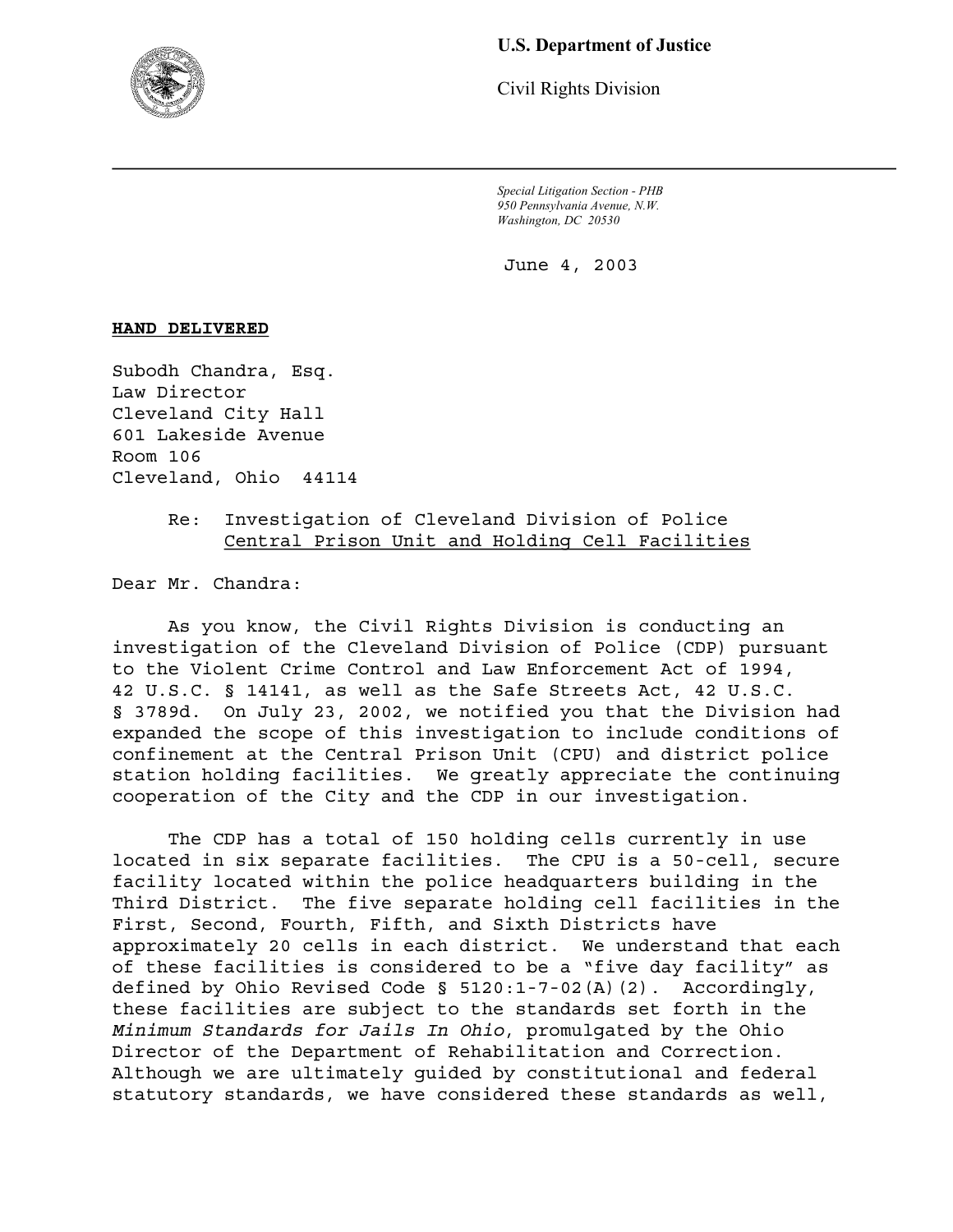**U.S. Department of Justice**

Civil Rights Division

*Special Litigation Section - PHB*
*950 Pennsylvania Avenue, N.W.*
*Washington, DC 20530*

June 4, 2003

**HAND DELIVERED**

Subodh Chandra, Esq.
Law Director
Cleveland City Hall
601 Lakeside Avenue
Room 106
Cleveland, Ohio 44114

Re: Investigation of Cleveland Division of Police
Central Prison Unit and Holding Cell Facilities

Dear Mr. Chandra:

As you know, the Civil Rights Division is conducting an investigation of the Cleveland Division of Police (CDP) pursuant to the Violent Crime Control and Law Enforcement Act of 1994, 42 U.S.C. § 14141, as well as the Safe Streets Act, 42 U.S.C. § 3789d. On July 23, 2002, we notified you that the Division had expanded the scope of this investigation to include conditions of confinement at the Central Prison Unit (CPU) and district police station holding facilities. We greatly appreciate the continuing cooperation of the City and the CDP in our investigation.

The CDP has a total of 150 holding cells currently in use located in six separate facilities. The CPU is a 50-cell, secure facility located within the police headquarters building in the Third District. The five separate holding cell facilities in the First, Second, Fourth, Fifth, and Sixth Districts have approximately 20 cells in each district. We understand that each of these facilities is considered to be a "five day facility" as defined by Ohio Revised Code § 5120:1-7-02(A)(2). Accordingly, these facilities are subject to the standards set forth in the *Minimum Standards for Jails In Ohio*, promulgated by the Ohio Director of the Department of Rehabilitation and Correction. Although we are ultimately guided by constitutional and federal statutory standards, we have considered these standards as well,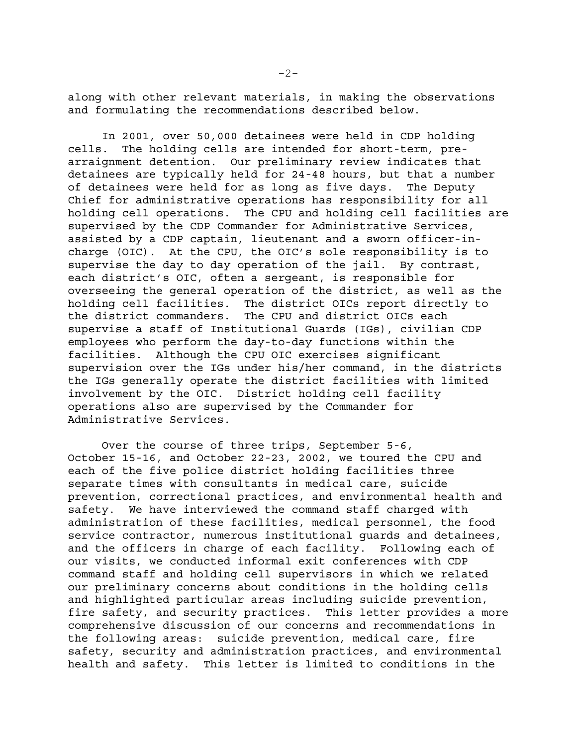along with other relevant materials, in making the observations and formulating the recommendations described below.

In 2001, over 50,000 detainees were held in CDP holding cells. The holding cells are intended for short-term, pre-arraignment detention. Our preliminary review indicates that detainees are typically held for 24-48 hours, but that a number of detainees were held for as long as five days. The Deputy Chief for administrative operations has responsibility for all holding cell operations. The CPU and holding cell facilities are supervised by the CDP Commander for Administrative Services, assisted by a CDP captain, lieutenant and a sworn officer-in-charge (OIC). At the CPU, the OIC's sole responsibility is to supervise the day to day operation of the jail. By contrast, each district's OIC, often a sergeant, is responsible for overseeing the general operation of the district, as well as the holding cell facilities. The district OICs report directly to the district commanders. The CPU and district OICs each supervise a staff of Institutional Guards (IGs), civilian CDP employees who perform the day-to-day functions within the facilities. Although the CPU OIC exercises significant supervision over the IGs under his/her command, in the districts the IGs generally operate the district facilities with limited involvement by the OIC. District holding cell facility operations also are supervised by the Commander for Administrative Services.

Over the course of three trips, September 5-6, October 15-16, and October 22-23, 2002, we toured the CPU and each of the five police district holding facilities three separate times with consultants in medical care, suicide prevention, correctional practices, and environmental health and safety. We have interviewed the command staff charged with administration of these facilities, medical personnel, the food service contractor, numerous institutional guards and detainees, and the officers in charge of each facility. Following each of our visits, we conducted informal exit conferences with CDP command staff and holding cell supervisors in which we related our preliminary concerns about conditions in the holding cells and highlighted particular areas including suicide prevention, fire safety, and security practices. This letter provides a more comprehensive discussion of our concerns and recommendations in the following areas: suicide prevention, medical care, fire safety, security and administration practices, and environmental health and safety. This letter is limited to conditions in the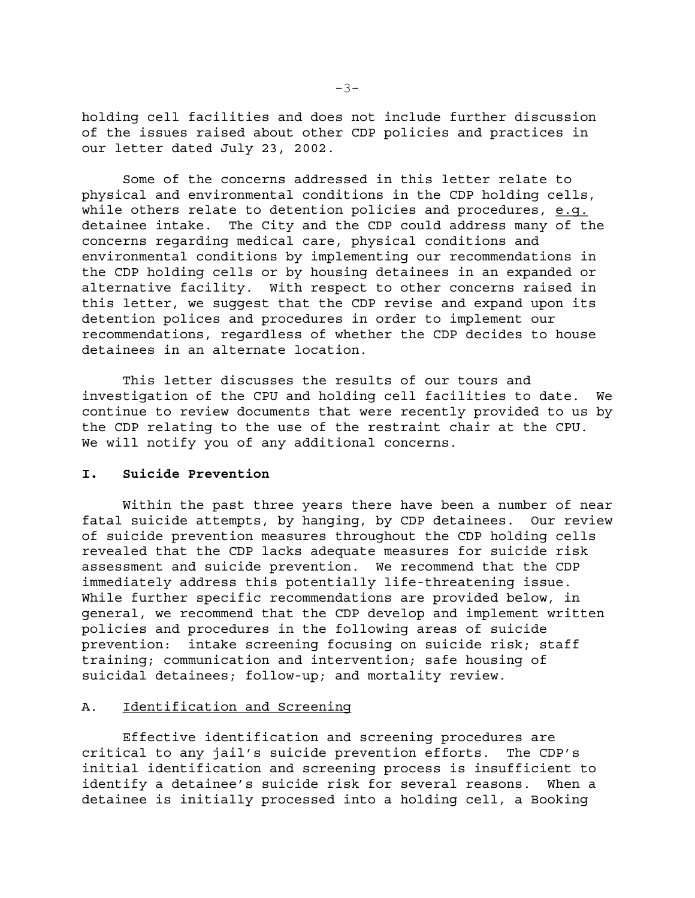holding cell facilities and does not include further discussion of the issues raised about other CDP policies and practices in our letter dated July 23, 2002.

Some of the concerns addressed in this letter relate to physical and environmental conditions in the CDP holding cells, while others relate to detention policies and procedures, e.g. detainee intake. The City and the CDP could address many of the concerns regarding medical care, physical conditions and environmental conditions by implementing our recommendations in the CDP holding cells or by housing detainees in an expanded or alternative facility. With respect to other concerns raised in this letter, we suggest that the CDP revise and expand upon its detention polices and procedures in order to implement our recommendations, regardless of whether the CDP decides to house detainees in an alternate location.

This letter discusses the results of our tours and investigation of the CPU and holding cell facilities to date. We continue to review documents that were recently provided to us by the CDP relating to the use of the restraint chair at the CPU. We will notify you of any additional concerns.

## I. Suicide Prevention

Within the past three years there have been a number of near fatal suicide attempts, by hanging, by CDP detainees. Our review of suicide prevention measures throughout the CDP holding cells revealed that the CDP lacks adequate measures for suicide risk assessment and suicide prevention. We recommend that the CDP immediately address this potentially life-threatening issue. While further specific recommendations are provided below, in general, we recommend that the CDP develop and implement written policies and procedures in the following areas of suicide prevention: intake screening focusing on suicide risk; staff training; communication and intervention; safe housing of suicidal detainees; follow-up; and mortality review.

### A. Identification and Screening

Effective identification and screening procedures are critical to any jail's suicide prevention efforts. The CDP's initial identification and screening process is insufficient to identify a detainee's suicide risk for several reasons. When a detainee is initially processed into a holding cell, a Booking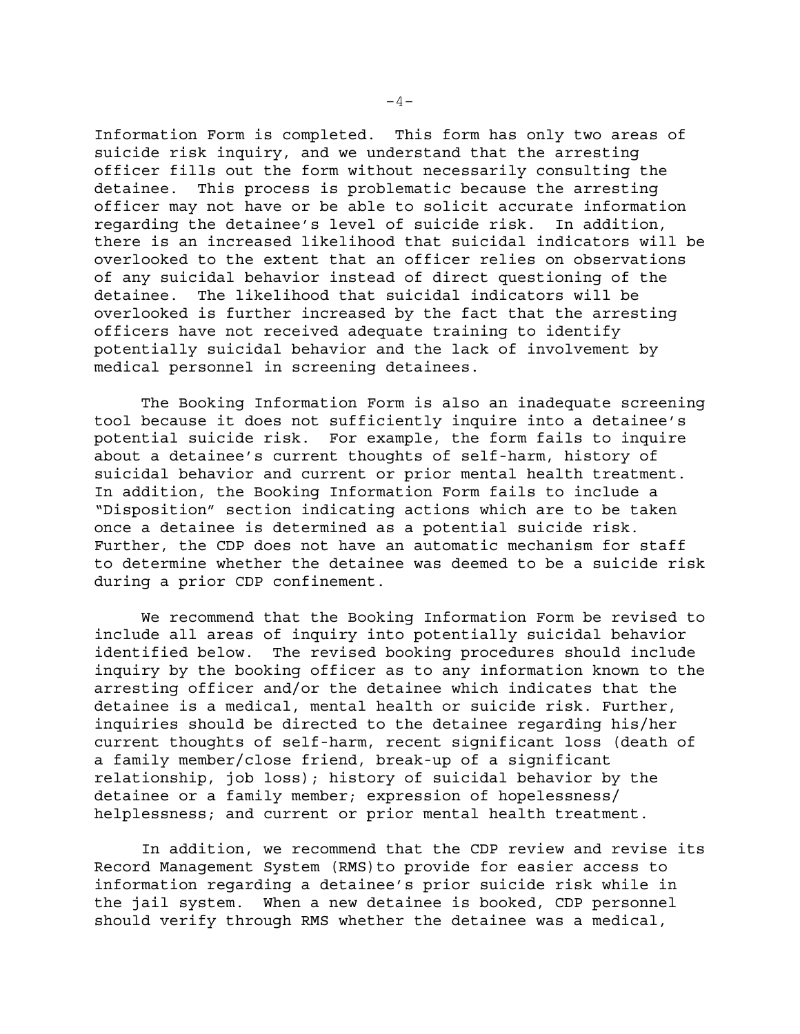Information Form is completed. This form has only two areas of suicide risk inquiry, and we understand that the arresting officer fills out the form without necessarily consulting the detainee. This process is problematic because the arresting officer may not have or be able to solicit accurate information regarding the detainee's level of suicide risk. In addition, there is an increased likelihood that suicidal indicators will be overlooked to the extent that an officer relies on observations of any suicidal behavior instead of direct questioning of the detainee. The likelihood that suicidal indicators will be overlooked is further increased by the fact that the arresting officers have not received adequate training to identify potentially suicidal behavior and the lack of involvement by medical personnel in screening detainees.

The Booking Information Form is also an inadequate screening tool because it does not sufficiently inquire into a detainee's potential suicide risk. For example, the form fails to inquire about a detainee's current thoughts of self-harm, history of suicidal behavior and current or prior mental health treatment. In addition, the Booking Information Form fails to include a "Disposition" section indicating actions which are to be taken once a detainee is determined as a potential suicide risk. Further, the CDP does not have an automatic mechanism for staff to determine whether the detainee was deemed to be a suicide risk during a prior CDP confinement.

We recommend that the Booking Information Form be revised to include all areas of inquiry into potentially suicidal behavior identified below. The revised booking procedures should include inquiry by the booking officer as to any information known to the arresting officer and/or the detainee which indicates that the detainee is a medical, mental health or suicide risk. Further, inquiries should be directed to the detainee regarding his/her current thoughts of self-harm, recent significant loss (death of a family member/close friend, break-up of a significant relationship, job loss); history of suicidal behavior by the detainee or a family member; expression of hopelessness/ helplessness; and current or prior mental health treatment.

In addition, we recommend that the CDP review and revise its Record Management System (RMS)to provide for easier access to information regarding a detainee's prior suicide risk while in the jail system. When a new detainee is booked, CDP personnel should verify through RMS whether the detainee was a medical,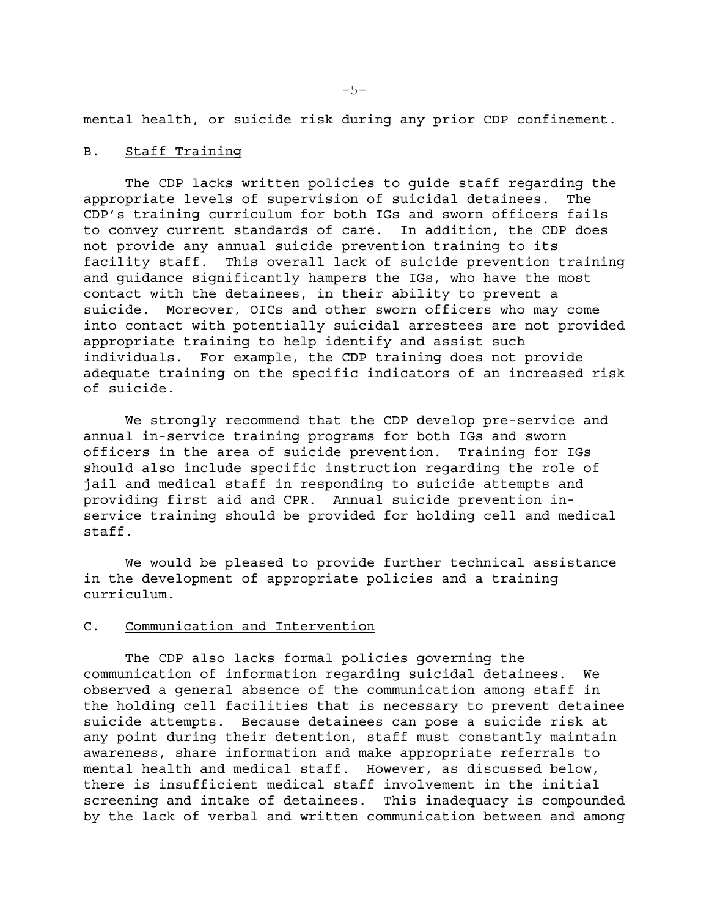mental health, or suicide risk during any prior CDP confinement.

## B. Staff Training

The CDP lacks written policies to guide staff regarding the appropriate levels of supervision of suicidal detainees. The CDP's training curriculum for both IGs and sworn officers fails to convey current standards of care. In addition, the CDP does not provide any annual suicide prevention training to its facility staff. This overall lack of suicide prevention training and guidance significantly hampers the IGs, who have the most contact with the detainees, in their ability to prevent a suicide. Moreover, OICs and other sworn officers who may come into contact with potentially suicidal arrestees are not provided appropriate training to help identify and assist such individuals. For example, the CDP training does not provide adequate training on the specific indicators of an increased risk of suicide.

We strongly recommend that the CDP develop pre-service and annual in-service training programs for both IGs and sworn officers in the area of suicide prevention. Training for IGs should also include specific instruction regarding the role of jail and medical staff in responding to suicide attempts and providing first aid and CPR. Annual suicide prevention in-service training should be provided for holding cell and medical staff.

We would be pleased to provide further technical assistance in the development of appropriate policies and a training curriculum.

## C. Communication and Intervention

The CDP also lacks formal policies governing the communication of information regarding suicidal detainees. We observed a general absence of the communication among staff in the holding cell facilities that is necessary to prevent detainee suicide attempts. Because detainees can pose a suicide risk at any point during their detention, staff must constantly maintain awareness, share information and make appropriate referrals to mental health and medical staff. However, as discussed below, there is insufficient medical staff involvement in the initial screening and intake of detainees. This inadequacy is compounded by the lack of verbal and written communication between and among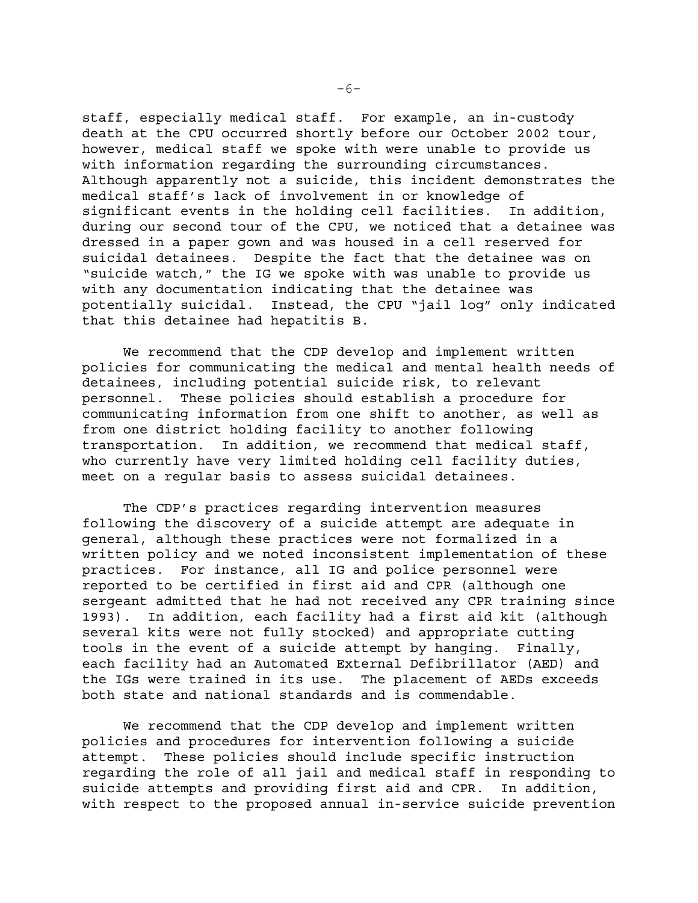staff, especially medical staff. For example, an in-custody death at the CPU occurred shortly before our October 2002 tour, however, medical staff we spoke with were unable to provide us with information regarding the surrounding circumstances. Although apparently not a suicide, this incident demonstrates the medical staff's lack of involvement in or knowledge of significant events in the holding cell facilities. In addition, during our second tour of the CPU, we noticed that a detainee was dressed in a paper gown and was housed in a cell reserved for suicidal detainees. Despite the fact that the detainee was on "suicide watch," the IG we spoke with was unable to provide us with any documentation indicating that the detainee was potentially suicidal. Instead, the CPU "jail log" only indicated that this detainee had hepatitis B.

We recommend that the CDP develop and implement written policies for communicating the medical and mental health needs of detainees, including potential suicide risk, to relevant personnel. These policies should establish a procedure for communicating information from one shift to another, as well as from one district holding facility to another following transportation. In addition, we recommend that medical staff, who currently have very limited holding cell facility duties, meet on a regular basis to assess suicidal detainees.

The CDP's practices regarding intervention measures following the discovery of a suicide attempt are adequate in general, although these practices were not formalized in a written policy and we noted inconsistent implementation of these practices. For instance, all IG and police personnel were reported to be certified in first aid and CPR (although one sergeant admitted that he had not received any CPR training since 1993). In addition, each facility had a first aid kit (although several kits were not fully stocked) and appropriate cutting tools in the event of a suicide attempt by hanging. Finally, each facility had an Automated External Defibrillator (AED) and the IGs were trained in its use. The placement of AEDs exceeds both state and national standards and is commendable.

We recommend that the CDP develop and implement written policies and procedures for intervention following a suicide attempt. These policies should include specific instruction regarding the role of all jail and medical staff in responding to suicide attempts and providing first aid and CPR. In addition, with respect to the proposed annual in-service suicide prevention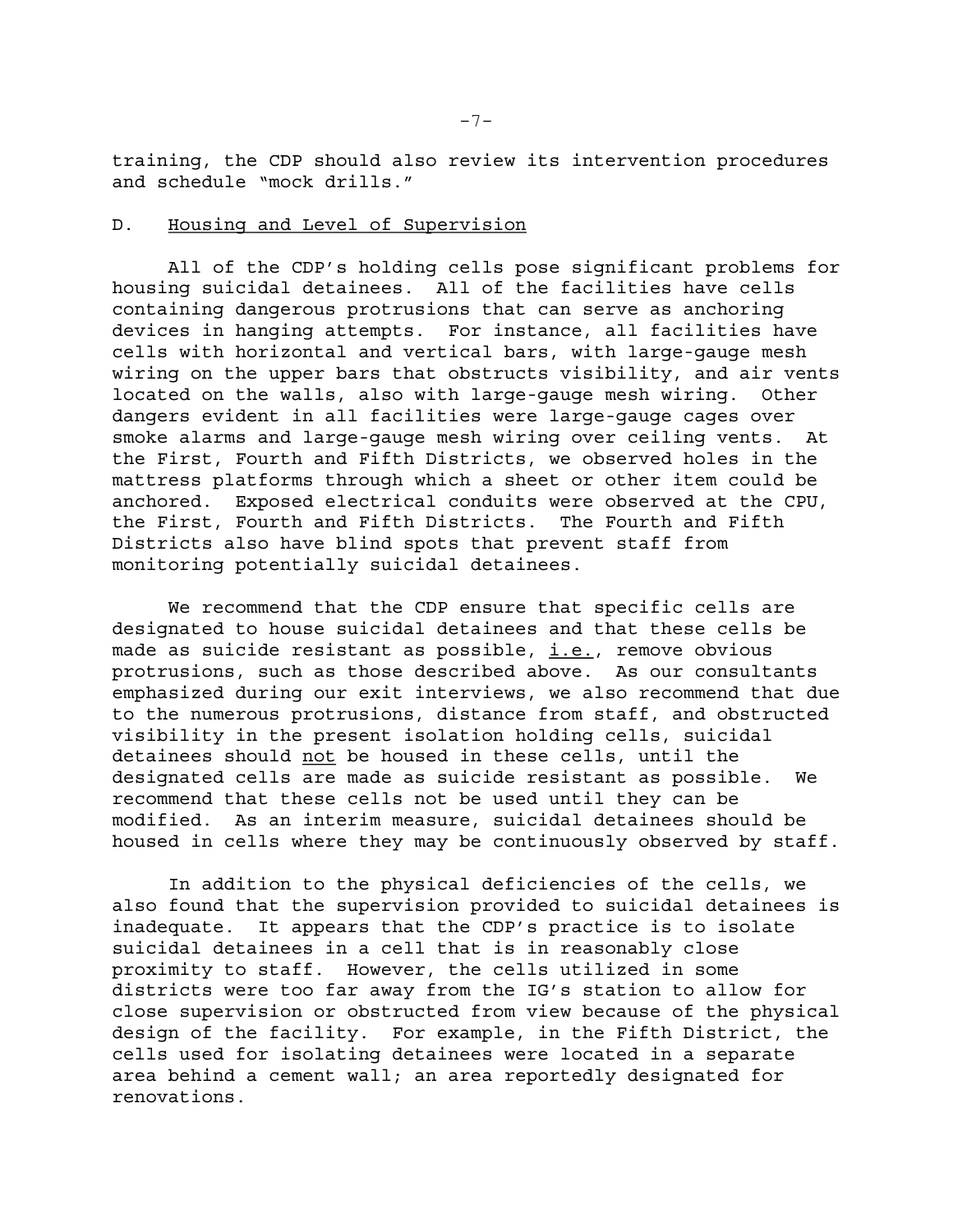training, the CDP should also review its intervention procedures and schedule "mock drills."

## D. <u>Housing and Level of Supervision</u>

All of the CDP's holding cells pose significant problems for housing suicidal detainees. All of the facilities have cells containing dangerous protrusions that can serve as anchoring devices in hanging attempts. For instance, all facilities have cells with horizontal and vertical bars, with large-gauge mesh wiring on the upper bars that obstructs visibility, and air vents located on the walls, also with large-gauge mesh wiring. Other dangers evident in all facilities were large-gauge cages over smoke alarms and large-gauge mesh wiring over ceiling vents. At the First, Fourth and Fifth Districts, we observed holes in the mattress platforms through which a sheet or other item could be anchored. Exposed electrical conduits were observed at the CPU, the First, Fourth and Fifth Districts. The Fourth and Fifth Districts also have blind spots that prevent staff from monitoring potentially suicidal detainees.

We recommend that the CDP ensure that specific cells are designated to house suicidal detainees and that these cells be made as suicide resistant as possible, <u>i.e.</u>, remove obvious protrusions, such as those described above. As our consultants emphasized during our exit interviews, we also recommend that due to the numerous protrusions, distance from staff, and obstructed visibility in the present isolation holding cells, suicidal detainees should <u>not</u> be housed in these cells, until the designated cells are made as suicide resistant as possible. We recommend that these cells not be used until they can be modified. As an interim measure, suicidal detainees should be housed in cells where they may be continuously observed by staff.

In addition to the physical deficiencies of the cells, we also found that the supervision provided to suicidal detainees is inadequate. It appears that the CDP's practice is to isolate suicidal detainees in a cell that is in reasonably close proximity to staff. However, the cells utilized in some districts were too far away from the IG's station to allow for close supervision or obstructed from view because of the physical design of the facility. For example, in the Fifth District, the cells used for isolating detainees were located in a separate area behind a cement wall; an area reportedly designated for renovations.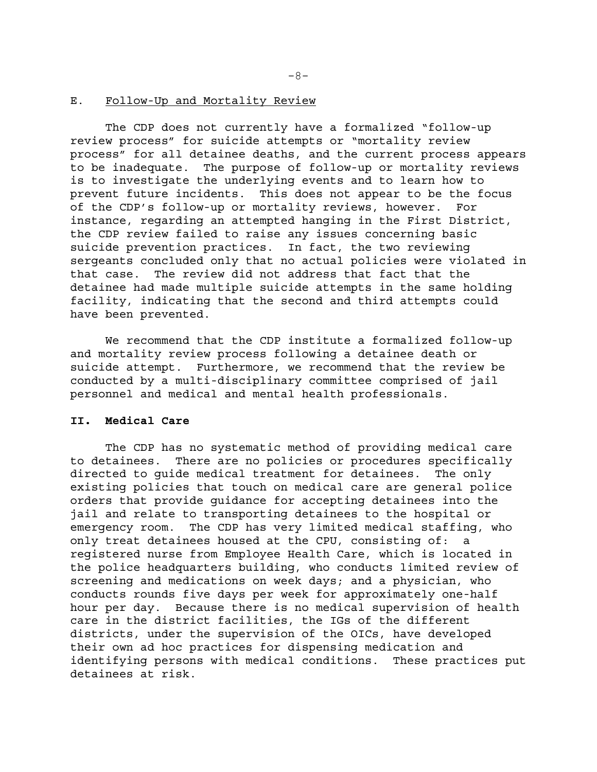### E. Follow-Up and Mortality Review

The CDP does not currently have a formalized "follow-up review process" for suicide attempts or "mortality review process" for all detainee deaths, and the current process appears to be inadequate. The purpose of follow-up or mortality reviews is to investigate the underlying events and to learn how to prevent future incidents. This does not appear to be the focus of the CDP's follow-up or mortality reviews, however. For instance, regarding an attempted hanging in the First District, the CDP review failed to raise any issues concerning basic suicide prevention practices. In fact, the two reviewing sergeants concluded only that no actual policies were violated in that case. The review did not address that fact that the detainee had made multiple suicide attempts in the same holding facility, indicating that the second and third attempts could have been prevented.

We recommend that the CDP institute a formalized follow-up and mortality review process following a detainee death or suicide attempt. Furthermore, we recommend that the review be conducted by a multi-disciplinary committee comprised of jail personnel and medical and mental health professionals.

## II. Medical Care

The CDP has no systematic method of providing medical care to detainees. There are no policies or procedures specifically directed to guide medical treatment for detainees. The only existing policies that touch on medical care are general police orders that provide guidance for accepting detainees into the jail and relate to transporting detainees to the hospital or emergency room. The CDP has very limited medical staffing, who only treat detainees housed at the CPU, consisting of: a registered nurse from Employee Health Care, which is located in the police headquarters building, who conducts limited review of screening and medications on week days; and a physician, who conducts rounds five days per week for approximately one-half hour per day. Because there is no medical supervision of health care in the district facilities, the IGs of the different districts, under the supervision of the OICs, have developed their own ad hoc practices for dispensing medication and identifying persons with medical conditions. These practices put detainees at risk.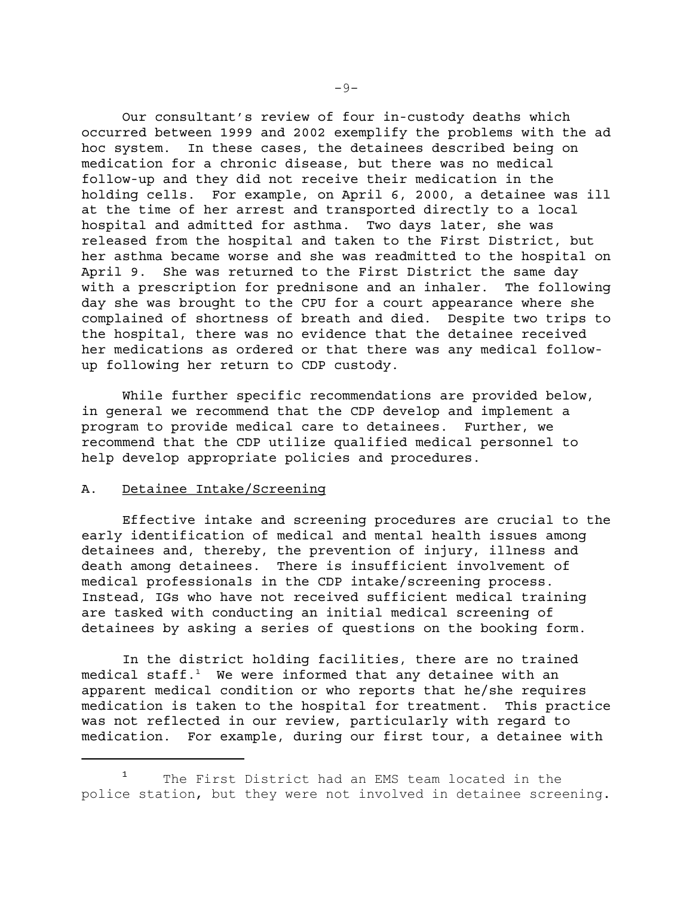Our consultant's review of four in-custody deaths which occurred between 1999 and 2002 exemplify the problems with the ad hoc system. In these cases, the detainees described being on medication for a chronic disease, but there was no medical follow-up and they did not receive their medication in the holding cells. For example, on April 6, 2000, a detainee was ill at the time of her arrest and transported directly to a local hospital and admitted for asthma. Two days later, she was released from the hospital and taken to the First District, but her asthma became worse and she was readmitted to the hospital on April 9. She was returned to the First District the same day with a prescription for prednisone and an inhaler. The following day she was brought to the CPU for a court appearance where she complained of shortness of breath and died. Despite two trips to the hospital, there was no evidence that the detainee received her medications as ordered or that there was any medical follow-up following her return to CDP custody.

While further specific recommendations are provided below, in general we recommend that the CDP develop and implement a program to provide medical care to detainees. Further, we recommend that the CDP utilize qualified medical personnel to help develop appropriate policies and procedures.

## A. Detainee Intake/Screening

Effective intake and screening procedures are crucial to the early identification of medical and mental health issues among detainees and, thereby, the prevention of injury, illness and death among detainees. There is insufficient involvement of medical professionals in the CDP intake/screening process. Instead, IGs who have not received sufficient medical training are tasked with conducting an initial medical screening of detainees by asking a series of questions on the booking form.

In the district holding facilities, there are no trained medical staff.[1] We were informed that any detainee with an apparent medical condition or who reports that he/she requires medication is taken to the hospital for treatment. This practice was not reflected in our review, particularly with regard to medication. For example, during our first tour, a detainee with

---

[1] The First District had an EMS team located in the police station, but they were not involved in detainee screening.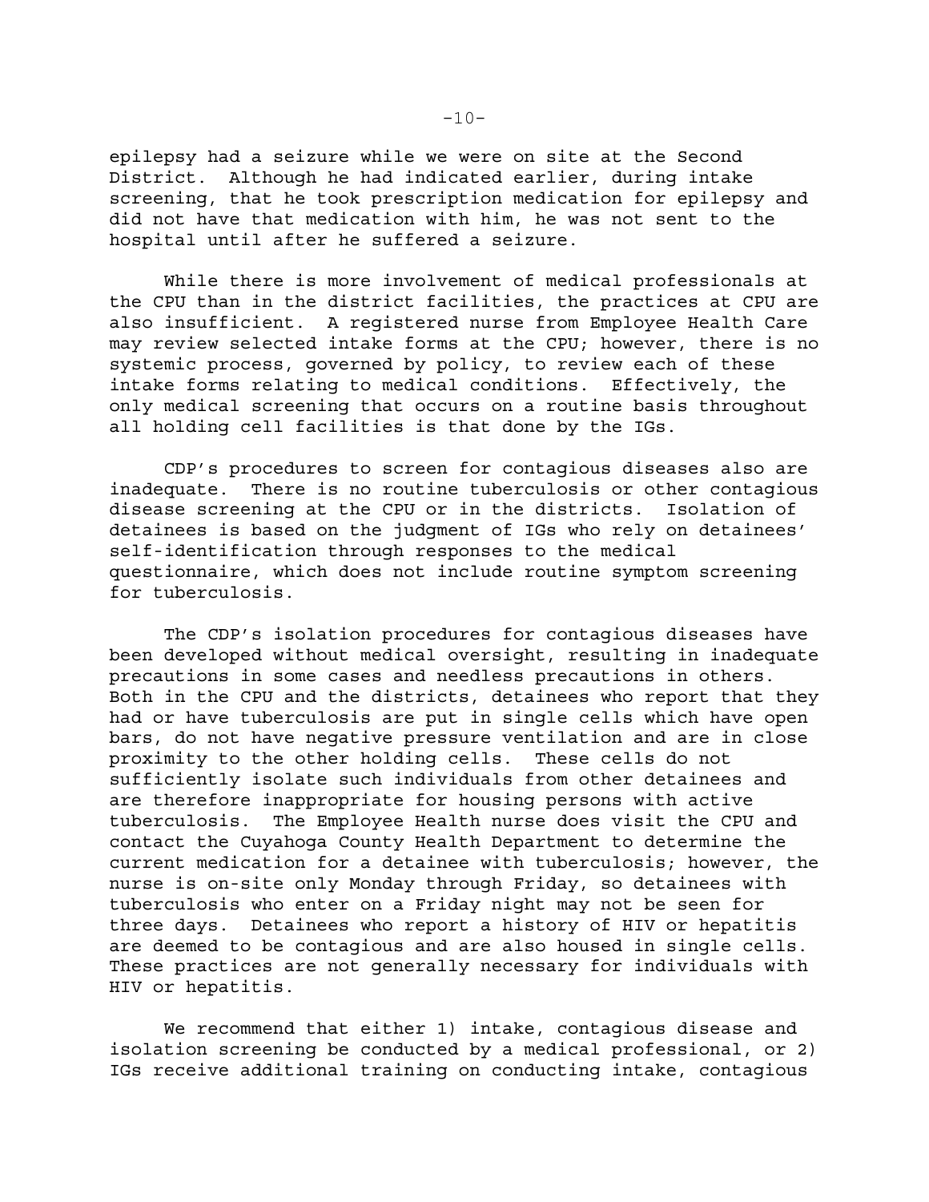epilepsy had a seizure while we were on site at the Second District. Although he had indicated earlier, during intake screening, that he took prescription medication for epilepsy and did not have that medication with him, he was not sent to the hospital until after he suffered a seizure.

While there is more involvement of medical professionals at the CPU than in the district facilities, the practices at CPU are also insufficient. A registered nurse from Employee Health Care may review selected intake forms at the CPU; however, there is no systemic process, governed by policy, to review each of these intake forms relating to medical conditions. Effectively, the only medical screening that occurs on a routine basis throughout all holding cell facilities is that done by the IGs.

CDP's procedures to screen for contagious diseases also are inadequate. There is no routine tuberculosis or other contagious disease screening at the CPU or in the districts. Isolation of detainees is based on the judgment of IGs who rely on detainees' self-identification through responses to the medical questionnaire, which does not include routine symptom screening for tuberculosis.

The CDP's isolation procedures for contagious diseases have been developed without medical oversight, resulting in inadequate precautions in some cases and needless precautions in others. Both in the CPU and the districts, detainees who report that they had or have tuberculosis are put in single cells which have open bars, do not have negative pressure ventilation and are in close proximity to the other holding cells. These cells do not sufficiently isolate such individuals from other detainees and are therefore inappropriate for housing persons with active tuberculosis. The Employee Health nurse does visit the CPU and contact the Cuyahoga County Health Department to determine the current medication for a detainee with tuberculosis; however, the nurse is on-site only Monday through Friday, so detainees with tuberculosis who enter on a Friday night may not be seen for three days. Detainees who report a history of HIV or hepatitis are deemed to be contagious and are also housed in single cells. These practices are not generally necessary for individuals with HIV or hepatitis.

We recommend that either 1) intake, contagious disease and isolation screening be conducted by a medical professional, or 2) IGs receive additional training on conducting intake, contagious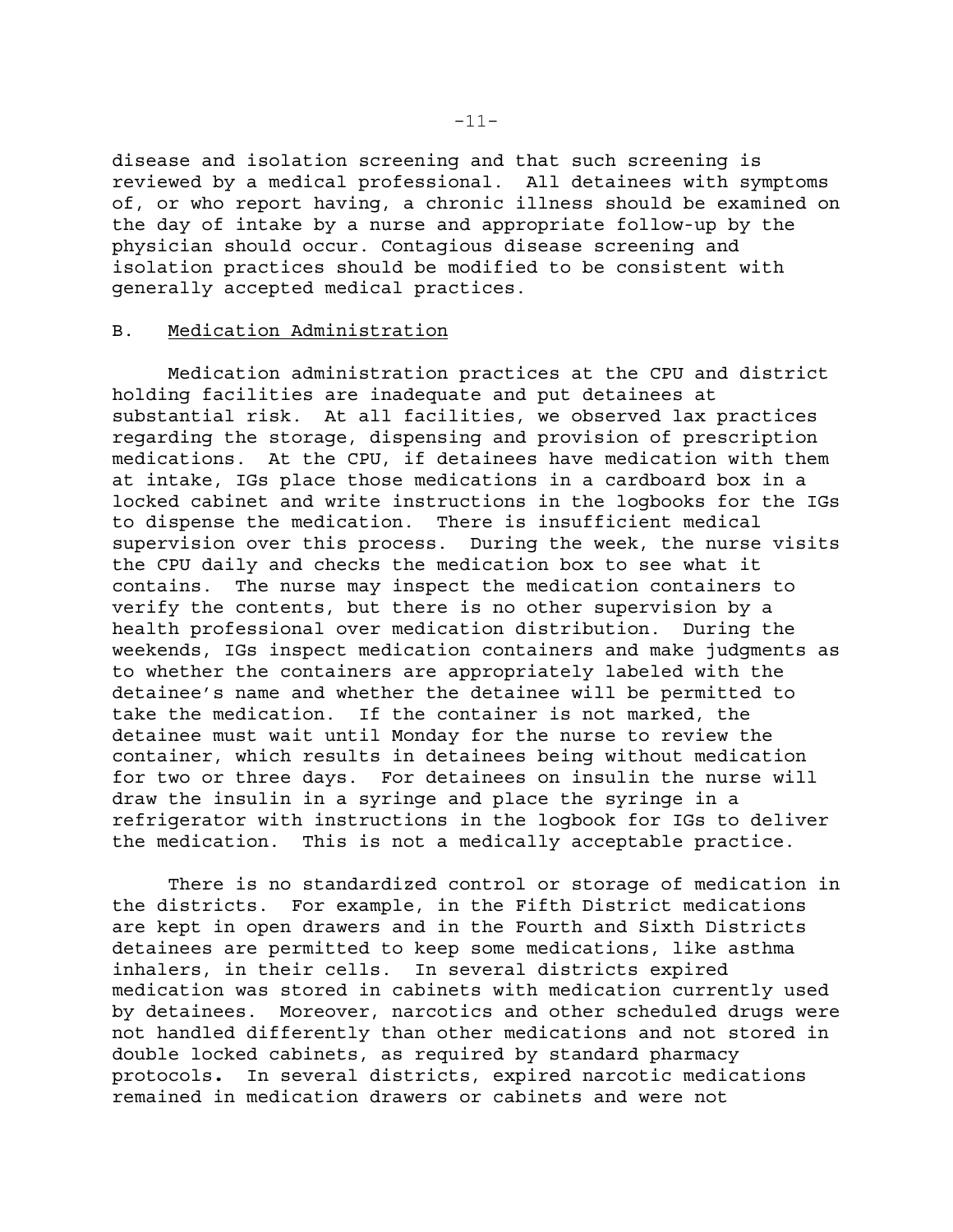disease and isolation screening and that such screening is reviewed by a medical professional. All detainees with symptoms of, or who report having, a chronic illness should be examined on the day of intake by a nurse and appropriate follow-up by the physician should occur. Contagious disease screening and isolation practices should be modified to be consistent with generally accepted medical practices.

## B. Medication Administration

Medication administration practices at the CPU and district holding facilities are inadequate and put detainees at substantial risk. At all facilities, we observed lax practices regarding the storage, dispensing and provision of prescription medications. At the CPU, if detainees have medication with them at intake, IGs place those medications in a cardboard box in a locked cabinet and write instructions in the logbooks for the IGs to dispense the medication. There is insufficient medical supervision over this process. During the week, the nurse visits the CPU daily and checks the medication box to see what it contains. The nurse may inspect the medication containers to verify the contents, but there is no other supervision by a health professional over medication distribution. During the weekends, IGs inspect medication containers and make judgments as to whether the containers are appropriately labeled with the detainee's name and whether the detainee will be permitted to take the medication. If the container is not marked, the detainee must wait until Monday for the nurse to review the container, which results in detainees being without medication for two or three days. For detainees on insulin the nurse will draw the insulin in a syringe and place the syringe in a refrigerator with instructions in the logbook for IGs to deliver the medication. This is not a medically acceptable practice.

There is no standardized control or storage of medication in the districts. For example, in the Fifth District medications are kept in open drawers and in the Fourth and Sixth Districts detainees are permitted to keep some medications, like asthma inhalers, in their cells. In several districts expired medication was stored in cabinets with medication currently used by detainees. Moreover, narcotics and other scheduled drugs were not handled differently than other medications and not stored in double locked cabinets, as required by standard pharmacy protocols**.** In several districts, expired narcotic medications remained in medication drawers or cabinets and were not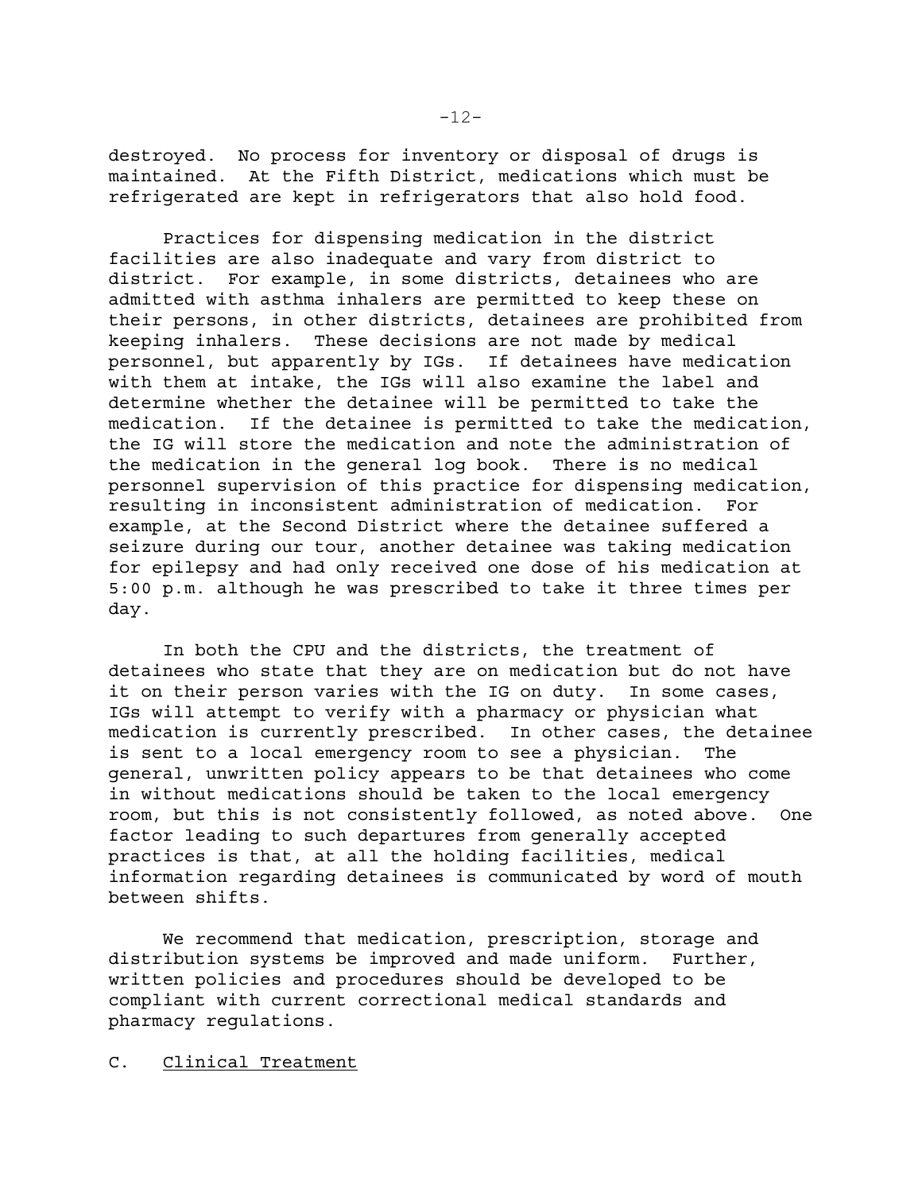destroyed. No process for inventory or disposal of drugs is maintained. At the Fifth District, medications which must be refrigerated are kept in refrigerators that also hold food.

Practices for dispensing medication in the district facilities are also inadequate and vary from district to district. For example, in some districts, detainees who are admitted with asthma inhalers are permitted to keep these on their persons, in other districts, detainees are prohibited from keeping inhalers. These decisions are not made by medical personnel, but apparently by IGs. If detainees have medication with them at intake, the IGs will also examine the label and determine whether the detainee will be permitted to take the medication. If the detainee is permitted to take the medication, the IG will store the medication and note the administration of the medication in the general log book. There is no medical personnel supervision of this practice for dispensing medication, resulting in inconsistent administration of medication. For example, at the Second District where the detainee suffered a seizure during our tour, another detainee was taking medication for epilepsy and had only received one dose of his medication at 5:00 p.m. although he was prescribed to take it three times per day.

In both the CPU and the districts, the treatment of detainees who state that they are on medication but do not have it on their person varies with the IG on duty. In some cases, IGs will attempt to verify with a pharmacy or physician what medication is currently prescribed. In other cases, the detainee is sent to a local emergency room to see a physician. The general, unwritten policy appears to be that detainees who come in without medications should be taken to the local emergency room, but this is not consistently followed, as noted above. One factor leading to such departures from generally accepted practices is that, at all the holding facilities, medical information regarding detainees is communicated by word of mouth between shifts.

We recommend that medication, prescription, storage and distribution systems be improved and made uniform. Further, written policies and procedures should be developed to be compliant with current correctional medical standards and pharmacy regulations.

C. Clinical Treatment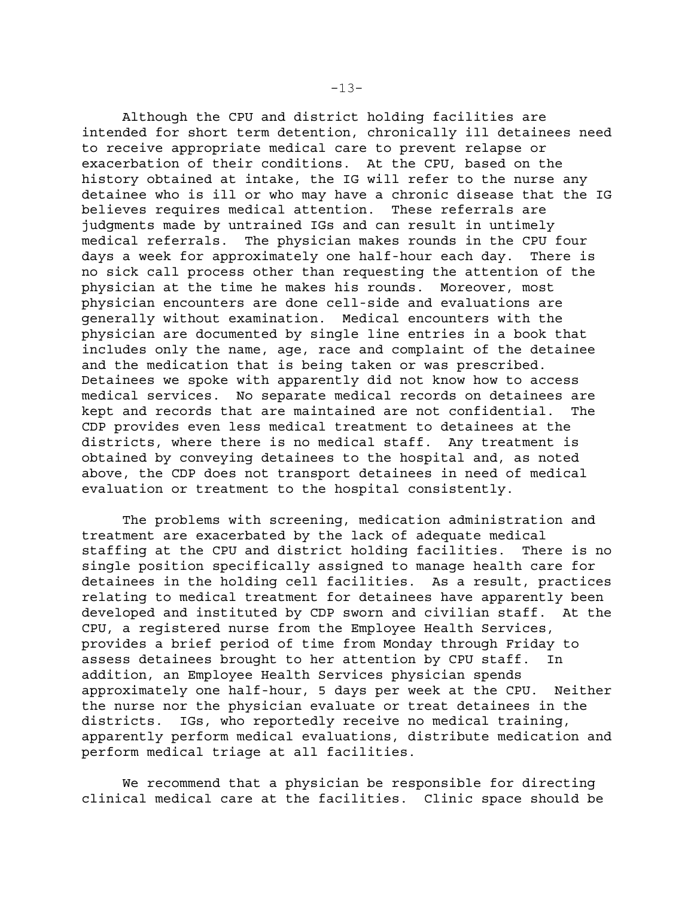Although the CPU and district holding facilities are intended for short term detention, chronically ill detainees need to receive appropriate medical care to prevent relapse or exacerbation of their conditions. At the CPU, based on the history obtained at intake, the IG will refer to the nurse any detainee who is ill or who may have a chronic disease that the IG believes requires medical attention. These referrals are judgments made by untrained IGs and can result in untimely medical referrals. The physician makes rounds in the CPU four days a week for approximately one half-hour each day. There is no sick call process other than requesting the attention of the physician at the time he makes his rounds. Moreover, most physician encounters are done cell-side and evaluations are generally without examination. Medical encounters with the physician are documented by single line entries in a book that includes only the name, age, race and complaint of the detainee and the medication that is being taken or was prescribed. Detainees we spoke with apparently did not know how to access medical services. No separate medical records on detainees are kept and records that are maintained are not confidential. The CDP provides even less medical treatment to detainees at the districts, where there is no medical staff. Any treatment is obtained by conveying detainees to the hospital and, as noted above, the CDP does not transport detainees in need of medical evaluation or treatment to the hospital consistently.

The problems with screening, medication administration and treatment are exacerbated by the lack of adequate medical staffing at the CPU and district holding facilities. There is no single position specifically assigned to manage health care for detainees in the holding cell facilities. As a result, practices relating to medical treatment for detainees have apparently been developed and instituted by CDP sworn and civilian staff. At the CPU, a registered nurse from the Employee Health Services, provides a brief period of time from Monday through Friday to assess detainees brought to her attention by CPU staff. In addition, an Employee Health Services physician spends approximately one half-hour, 5 days per week at the CPU. Neither the nurse nor the physician evaluate or treat detainees in the districts. IGs, who reportedly receive no medical training, apparently perform medical evaluations, distribute medication and perform medical triage at all facilities.

We recommend that a physician be responsible for directing clinical medical care at the facilities. Clinic space should be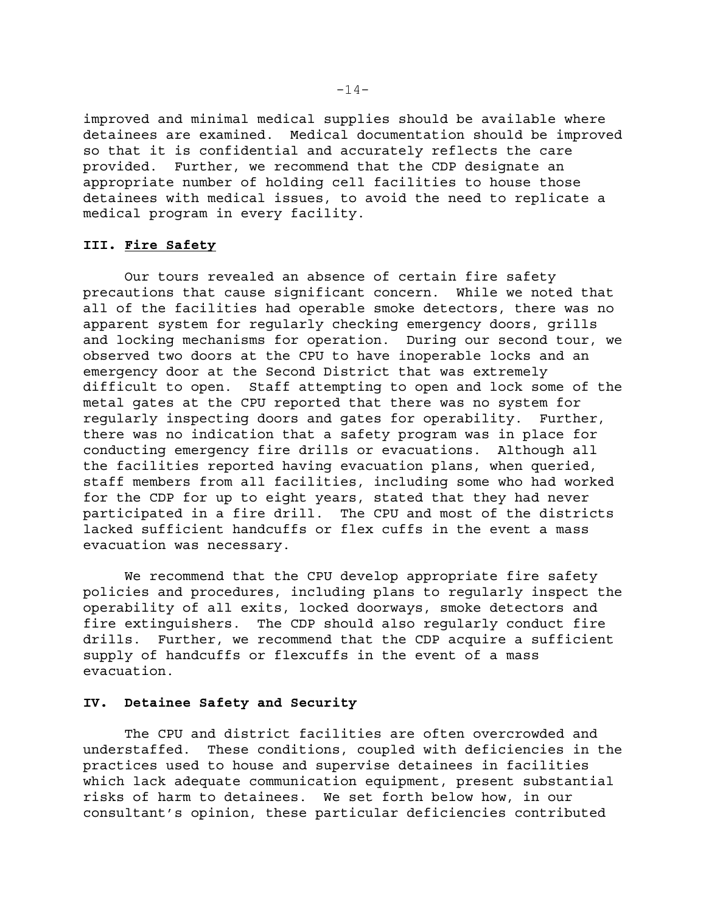improved and minimal medical supplies should be available where detainees are examined. Medical documentation should be improved so that it is confidential and accurately reflects the care provided. Further, we recommend that the CDP designate an appropriate number of holding cell facilities to house those detainees with medical issues, to avoid the need to replicate a medical program in every facility.

### III. Fire Safety

Our tours revealed an absence of certain fire safety precautions that cause significant concern. While we noted that all of the facilities had operable smoke detectors, there was no apparent system for regularly checking emergency doors, grills and locking mechanisms for operation. During our second tour, we observed two doors at the CPU to have inoperable locks and an emergency door at the Second District that was extremely difficult to open. Staff attempting to open and lock some of the metal gates at the CPU reported that there was no system for regularly inspecting doors and gates for operability. Further, there was no indication that a safety program was in place for conducting emergency fire drills or evacuations. Although all the facilities reported having evacuation plans, when queried, staff members from all facilities, including some who had worked for the CDP for up to eight years, stated that they had never participated in a fire drill. The CPU and most of the districts lacked sufficient handcuffs or flex cuffs in the event a mass evacuation was necessary.

We recommend that the CPU develop appropriate fire safety policies and procedures, including plans to regularly inspect the operability of all exits, locked doorways, smoke detectors and fire extinguishers. The CDP should also regularly conduct fire drills. Further, we recommend that the CDP acquire a sufficient supply of handcuffs or flexcuffs in the event of a mass evacuation.

### IV. Detainee Safety and Security

The CPU and district facilities are often overcrowded and understaffed. These conditions, coupled with deficiencies in the practices used to house and supervise detainees in facilities which lack adequate communication equipment, present substantial risks of harm to detainees. We set forth below how, in our consultant's opinion, these particular deficiencies contributed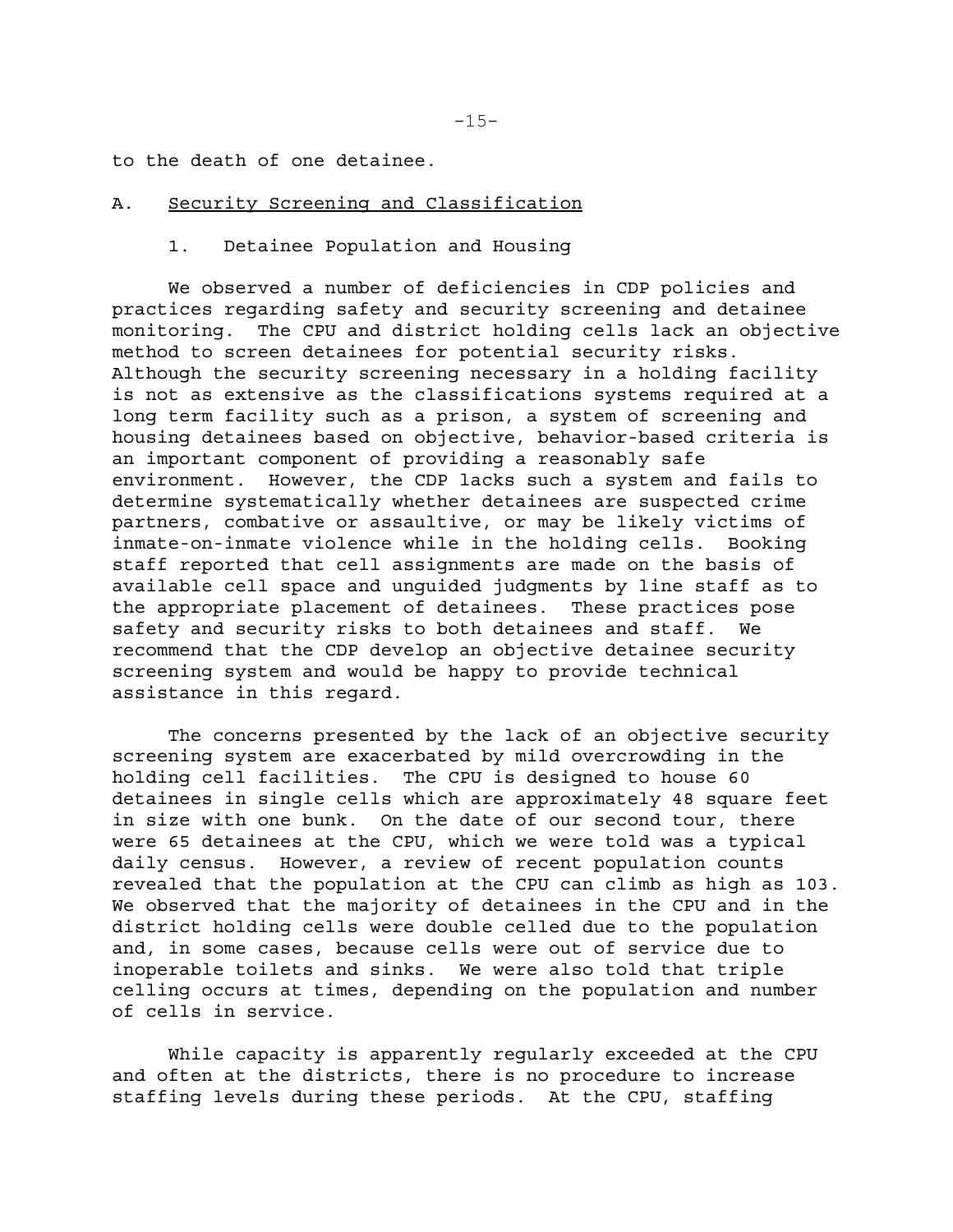to the death of one detainee.

## A. Security Screening and Classification

### 1. Detainee Population and Housing

We observed a number of deficiencies in CDP policies and practices regarding safety and security screening and detainee monitoring. The CPU and district holding cells lack an objective method to screen detainees for potential security risks. Although the security screening necessary in a holding facility is not as extensive as the classifications systems required at a long term facility such as a prison, a system of screening and housing detainees based on objective, behavior-based criteria is an important component of providing a reasonably safe environment. However, the CDP lacks such a system and fails to determine systematically whether detainees are suspected crime partners, combative or assaultive, or may be likely victims of inmate-on-inmate violence while in the holding cells. Booking staff reported that cell assignments are made on the basis of available cell space and unguided judgments by line staff as to the appropriate placement of detainees. These practices pose safety and security risks to both detainees and staff. We recommend that the CDP develop an objective detainee security screening system and would be happy to provide technical assistance in this regard.

The concerns presented by the lack of an objective security screening system are exacerbated by mild overcrowding in the holding cell facilities. The CPU is designed to house 60 detainees in single cells which are approximately 48 square feet in size with one bunk. On the date of our second tour, there were 65 detainees at the CPU, which we were told was a typical daily census. However, a review of recent population counts revealed that the population at the CPU can climb as high as 103. We observed that the majority of detainees in the CPU and in the district holding cells were double celled due to the population and, in some cases, because cells were out of service due to inoperable toilets and sinks. We were also told that triple celling occurs at times, depending on the population and number of cells in service.

While capacity is apparently regularly exceeded at the CPU and often at the districts, there is no procedure to increase staffing levels during these periods. At the CPU, staffing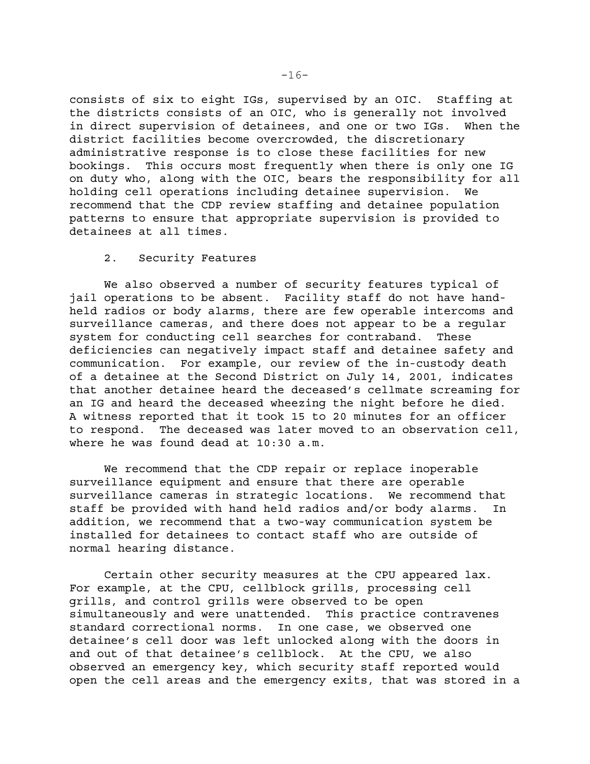consists of six to eight IGs, supervised by an OIC. Staffing at the districts consists of an OIC, who is generally not involved in direct supervision of detainees, and one or two IGs. When the district facilities become overcrowded, the discretionary administrative response is to close these facilities for new bookings. This occurs most frequently when there is only one IG on duty who, along with the OIC, bears the responsibility for all holding cell operations including detainee supervision. We recommend that the CDP review staffing and detainee population patterns to ensure that appropriate supervision is provided to detainees at all times.

2. Security Features

We also observed a number of security features typical of jail operations to be absent. Facility staff do not have hand-held radios or body alarms, there are few operable intercoms and surveillance cameras, and there does not appear to be a regular system for conducting cell searches for contraband. These deficiencies can negatively impact staff and detainee safety and communication. For example, our review of the in-custody death of a detainee at the Second District on July 14, 2001, indicates that another detainee heard the deceased's cellmate screaming for an IG and heard the deceased wheezing the night before he died. A witness reported that it took 15 to 20 minutes for an officer to respond. The deceased was later moved to an observation cell, where he was found dead at 10:30 a.m.

We recommend that the CDP repair or replace inoperable surveillance equipment and ensure that there are operable surveillance cameras in strategic locations. We recommend that staff be provided with hand held radios and/or body alarms. In addition, we recommend that a two-way communication system be installed for detainees to contact staff who are outside of normal hearing distance.

Certain other security measures at the CPU appeared lax. For example, at the CPU, cellblock grills, processing cell grills, and control grills were observed to be open simultaneously and were unattended. This practice contravenes standard correctional norms. In one case, we observed one detainee's cell door was left unlocked along with the doors in and out of that detainee's cellblock. At the CPU, we also observed an emergency key, which security staff reported would open the cell areas and the emergency exits, that was stored in a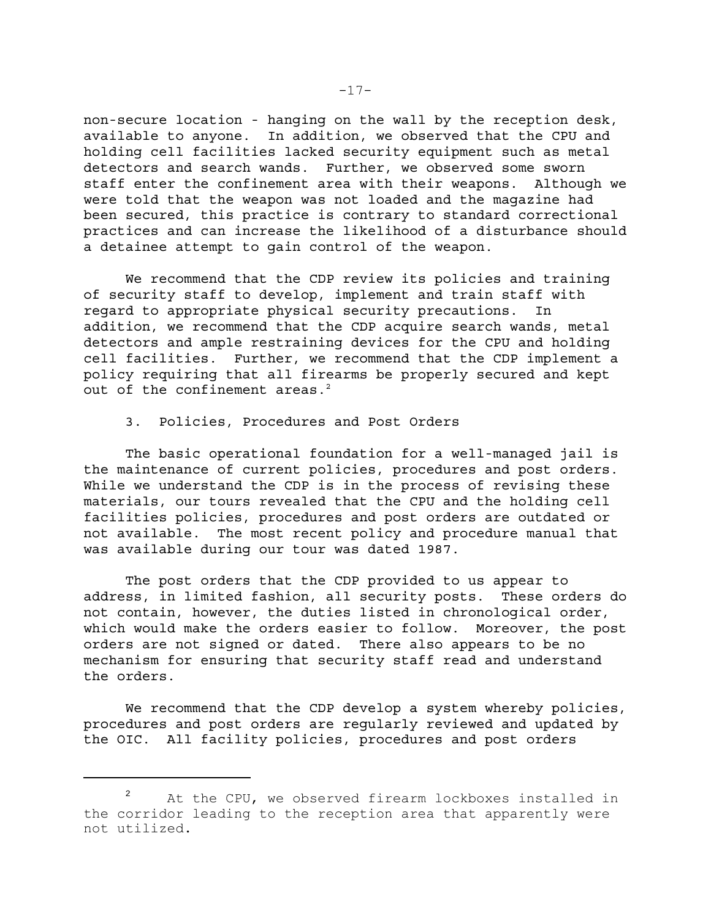non-secure location - hanging on the wall by the reception desk, available to anyone. In addition, we observed that the CPU and holding cell facilities lacked security equipment such as metal detectors and search wands. Further, we observed some sworn staff enter the confinement area with their weapons. Although we were told that the weapon was not loaded and the magazine had been secured, this practice is contrary to standard correctional practices and can increase the likelihood of a disturbance should a detainee attempt to gain control of the weapon.

We recommend that the CDP review its policies and training of security staff to develop, implement and train staff with regard to appropriate physical security precautions. In addition, we recommend that the CDP acquire search wands, metal detectors and ample restraining devices for the CPU and holding cell facilities. Further, we recommend that the CDP implement a policy requiring that all firearms be properly secured and kept out of the confinement areas.[2]

3. Policies, Procedures and Post Orders

The basic operational foundation for a well-managed jail is the maintenance of current policies, procedures and post orders. While we understand the CDP is in the process of revising these materials, our tours revealed that the CPU and the holding cell facilities policies, procedures and post orders are outdated or not available. The most recent policy and procedure manual that was available during our tour was dated 1987.

The post orders that the CDP provided to us appear to address, in limited fashion, all security posts. These orders do not contain, however, the duties listed in chronological order, which would make the orders easier to follow. Moreover, the post orders are not signed or dated. There also appears to be no mechanism for ensuring that security staff read and understand the orders.

We recommend that the CDP develop a system whereby policies, procedures and post orders are regularly reviewed and updated by the OIC. All facility policies, procedures and post orders

---

[2] At the CPU, we observed firearm lockboxes installed in the corridor leading to the reception area that apparently were not utilized.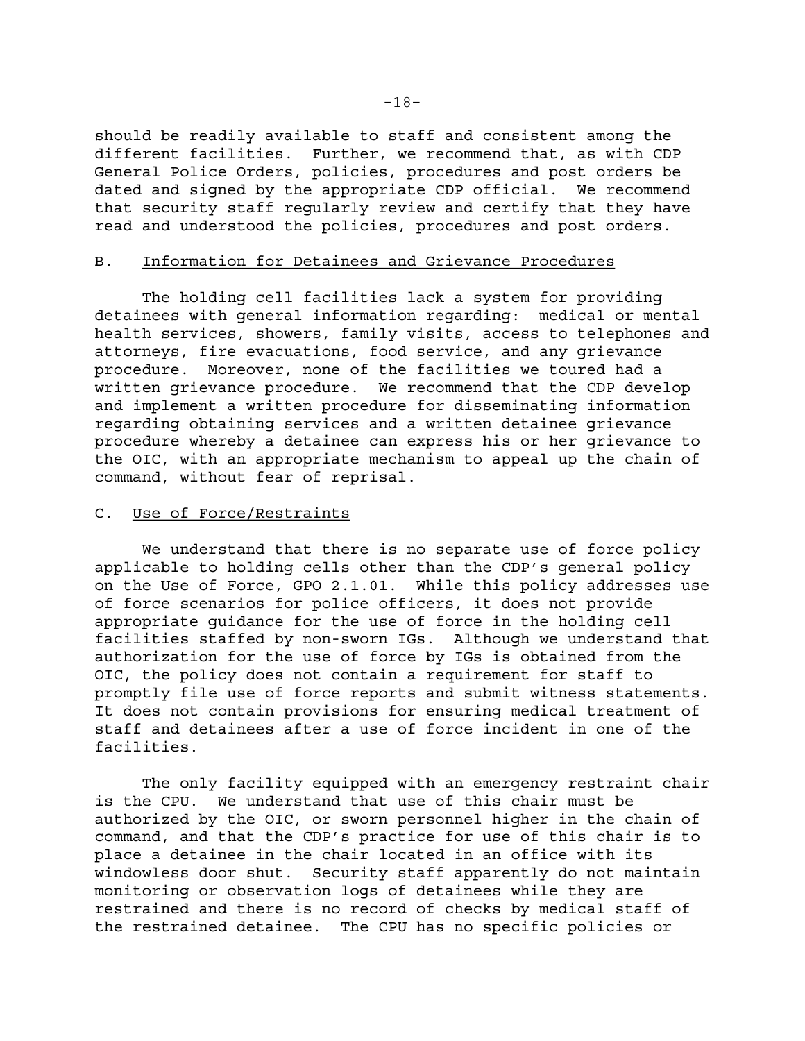should be readily available to staff and consistent among the different facilities. Further, we recommend that, as with CDP General Police Orders, policies, procedures and post orders be dated and signed by the appropriate CDP official. We recommend that security staff regularly review and certify that they have read and understood the policies, procedures and post orders.

## B. Information for Detainees and Grievance Procedures

The holding cell facilities lack a system for providing detainees with general information regarding: medical or mental health services, showers, family visits, access to telephones and attorneys, fire evacuations, food service, and any grievance procedure. Moreover, none of the facilities we toured had a written grievance procedure. We recommend that the CDP develop and implement a written procedure for disseminating information regarding obtaining services and a written detainee grievance procedure whereby a detainee can express his or her grievance to the OIC, with an appropriate mechanism to appeal up the chain of command, without fear of reprisal.

## C. Use of Force/Restraints

We understand that there is no separate use of force policy applicable to holding cells other than the CDP's general policy on the Use of Force, GPO 2.1.01. While this policy addresses use of force scenarios for police officers, it does not provide appropriate guidance for the use of force in the holding cell facilities staffed by non-sworn IGs. Although we understand that authorization for the use of force by IGs is obtained from the OIC, the policy does not contain a requirement for staff to promptly file use of force reports and submit witness statements. It does not contain provisions for ensuring medical treatment of staff and detainees after a use of force incident in one of the facilities.

The only facility equipped with an emergency restraint chair is the CPU. We understand that use of this chair must be authorized by the OIC, or sworn personnel higher in the chain of command, and that the CDP's practice for use of this chair is to place a detainee in the chair located in an office with its windowless door shut. Security staff apparently do not maintain monitoring or observation logs of detainees while they are restrained and there is no record of checks by medical staff of the restrained detainee. The CPU has no specific policies or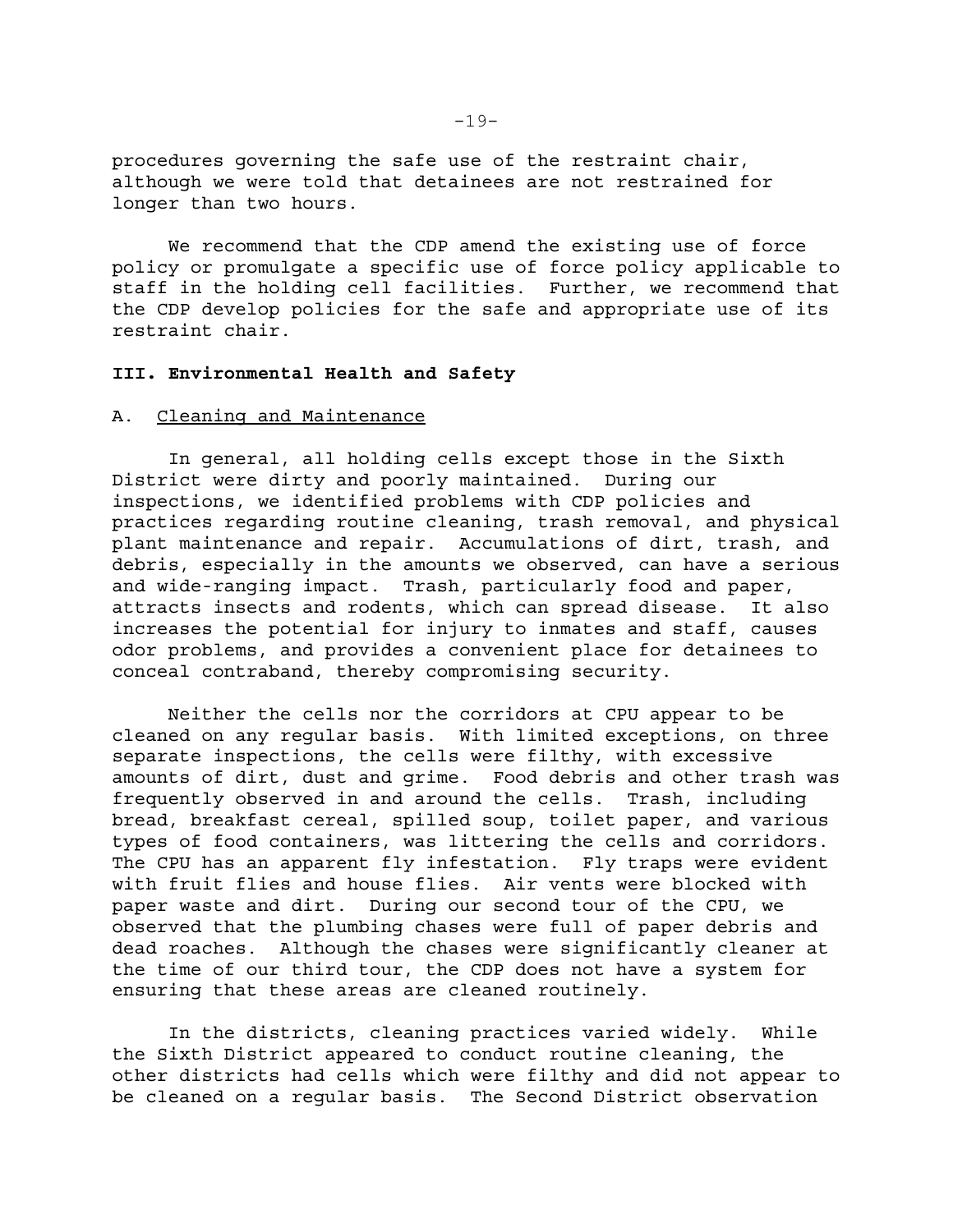procedures governing the safe use of the restraint chair, although we were told that detainees are not restrained for longer than two hours.

We recommend that the CDP amend the existing use of force policy or promulgate a specific use of force policy applicable to staff in the holding cell facilities. Further, we recommend that the CDP develop policies for the safe and appropriate use of its restraint chair.

## III. Environmental Health and Safety

### A. Cleaning and Maintenance

In general, all holding cells except those in the Sixth District were dirty and poorly maintained. During our inspections, we identified problems with CDP policies and practices regarding routine cleaning, trash removal, and physical plant maintenance and repair. Accumulations of dirt, trash, and debris, especially in the amounts we observed, can have a serious and wide-ranging impact. Trash, particularly food and paper, attracts insects and rodents, which can spread disease. It also increases the potential for injury to inmates and staff, causes odor problems, and provides a convenient place for detainees to conceal contraband, thereby compromising security.

Neither the cells nor the corridors at CPU appear to be cleaned on any regular basis. With limited exceptions, on three separate inspections, the cells were filthy, with excessive amounts of dirt, dust and grime. Food debris and other trash was frequently observed in and around the cells. Trash, including bread, breakfast cereal, spilled soup, toilet paper, and various types of food containers, was littering the cells and corridors. The CPU has an apparent fly infestation. Fly traps were evident with fruit flies and house flies. Air vents were blocked with paper waste and dirt. During our second tour of the CPU, we observed that the plumbing chases were full of paper debris and dead roaches. Although the chases were significantly cleaner at the time of our third tour, the CDP does not have a system for ensuring that these areas are cleaned routinely.

In the districts, cleaning practices varied widely. While the Sixth District appeared to conduct routine cleaning, the other districts had cells which were filthy and did not appear to be cleaned on a regular basis. The Second District observation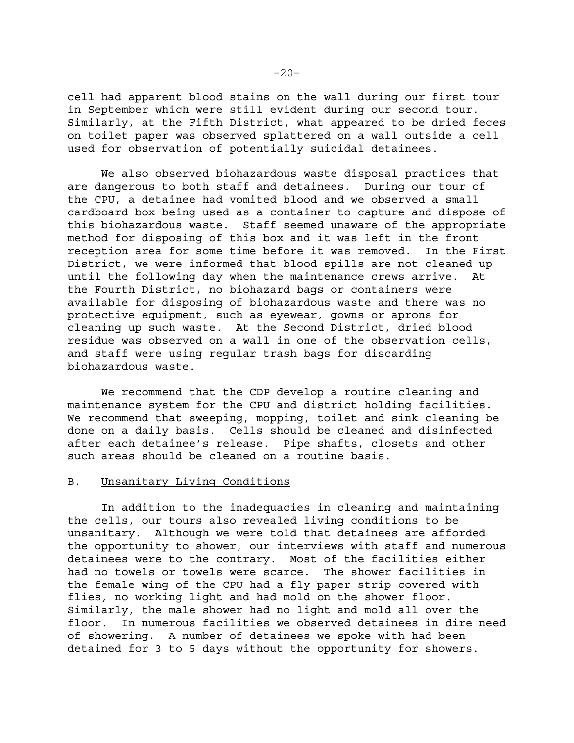cell had apparent blood stains on the wall during our first tour in September which were still evident during our second tour. Similarly, at the Fifth District, what appeared to be dried feces on toilet paper was observed splattered on a wall outside a cell used for observation of potentially suicidal detainees.

We also observed biohazardous waste disposal practices that are dangerous to both staff and detainees. During our tour of the CPU, a detainee had vomited blood and we observed a small cardboard box being used as a container to capture and dispose of this biohazardous waste. Staff seemed unaware of the appropriate method for disposing of this box and it was left in the front reception area for some time before it was removed. In the First District, we were informed that blood spills are not cleaned up until the following day when the maintenance crews arrive. At the Fourth District, no biohazard bags or containers were available for disposing of biohazardous waste and there was no protective equipment, such as eyewear, gowns or aprons for cleaning up such waste. At the Second District, dried blood residue was observed on a wall in one of the observation cells, and staff were using regular trash bags for discarding biohazardous waste.

We recommend that the CDP develop a routine cleaning and maintenance system for the CPU and district holding facilities. We recommend that sweeping, mopping, toilet and sink cleaning be done on a daily basis. Cells should be cleaned and disinfected after each detainee's release. Pipe shafts, closets and other such areas should be cleaned on a routine basis.

## B. Unsanitary Living Conditions

In addition to the inadequacies in cleaning and maintaining the cells, our tours also revealed living conditions to be unsanitary. Although we were told that detainees are afforded the opportunity to shower, our interviews with staff and numerous detainees were to the contrary. Most of the facilities either had no towels or towels were scarce. The shower facilities in the female wing of the CPU had a fly paper strip covered with flies, no working light and had mold on the shower floor. Similarly, the male shower had no light and mold all over the floor. In numerous facilities we observed detainees in dire need of showering. A number of detainees we spoke with had been detained for 3 to 5 days without the opportunity for showers.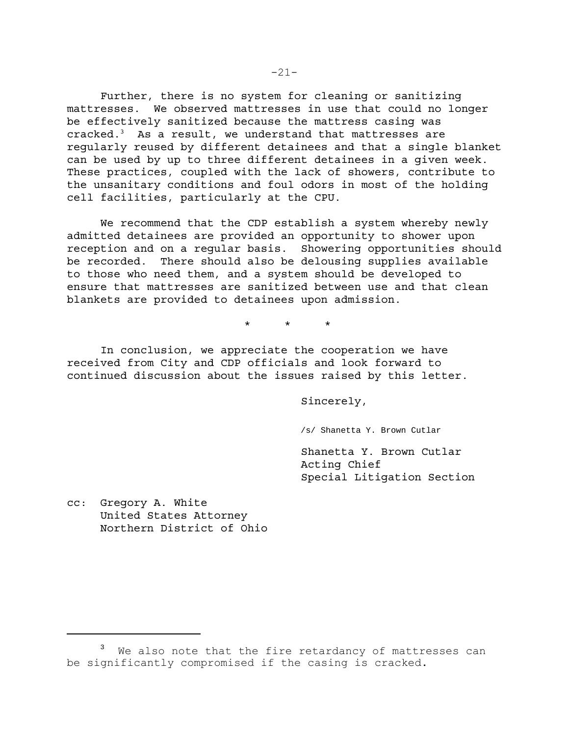Further, there is no system for cleaning or sanitizing mattresses. We observed mattresses in use that could no longer be effectively sanitized because the mattress casing was cracked.[3] As a result, we understand that mattresses are regularly reused by different detainees and that a single blanket can be used by up to three different detainees in a given week. These practices, coupled with the lack of showers, contribute to the unsanitary conditions and foul odors in most of the holding cell facilities, particularly at the CPU.

We recommend that the CDP establish a system whereby newly admitted detainees are provided an opportunity to shower upon reception and on a regular basis. Showering opportunities should be recorded. There should also be delousing supplies available to those who need them, and a system should be developed to ensure that mattresses are sanitized between use and that clean blankets are provided to detainees upon admission.

\* \* \*

In conclusion, we appreciate the cooperation we have received from City and CDP officials and look forward to continued discussion about the issues raised by this letter.

Sincerely,

/s/ Shanetta Y. Brown Cutlar

Shanetta Y. Brown Cutlar
Acting Chief
Special Litigation Section

cc: Gregory A. White
United States Attorney
Northern District of Ohio

---

[3] We also note that the fire retardancy of mattresses can be significantly compromised if the casing is cracked.